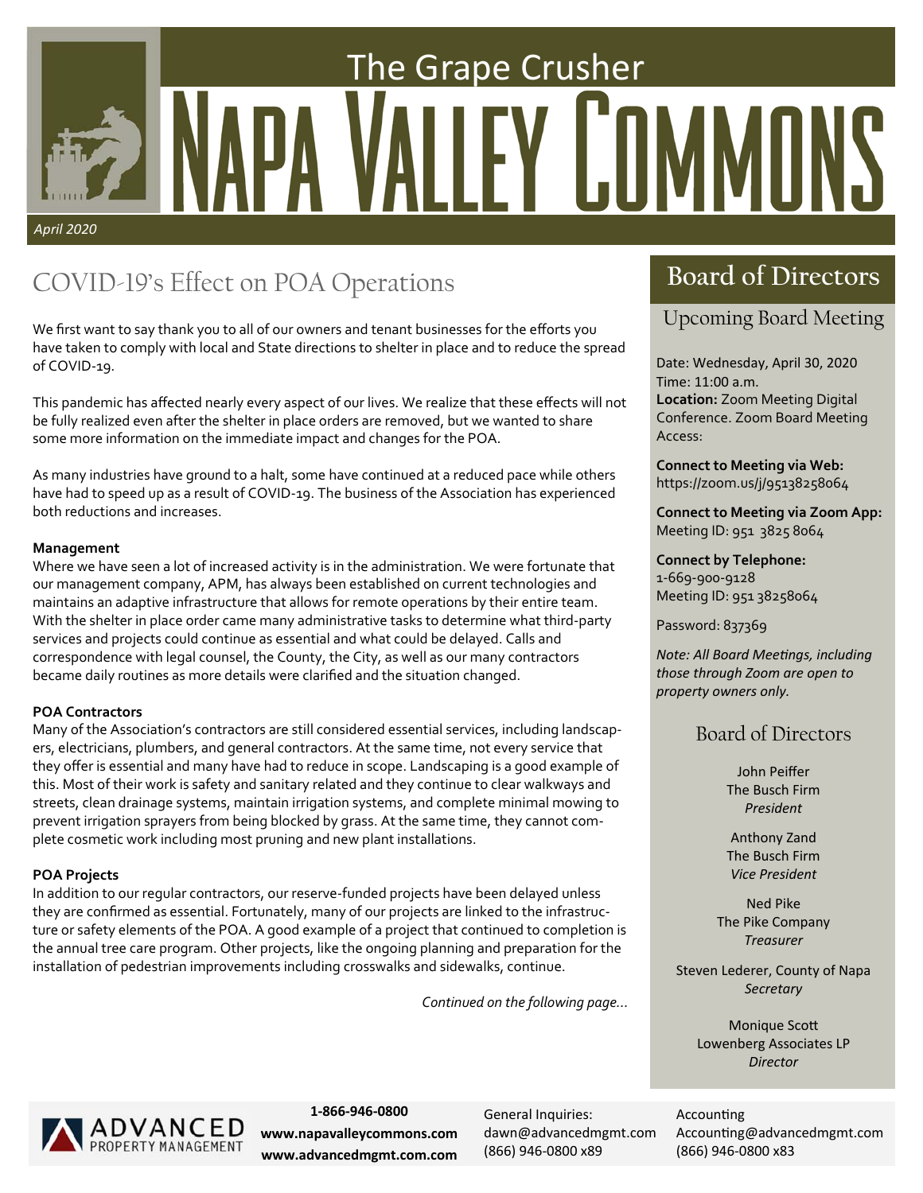# The Grape Crusher
# NAPA VALLEY COMMONS

*April 2020*

## COVID-19's Effect on POA Operations

We first want to say thank you to all of our owners and tenant businesses for the efforts you have taken to comply with local and State directions to shelter in place and to reduce the spread of COVID-19.

This pandemic has affected nearly every aspect of our lives. We realize that these effects will not be fully realized even after the shelter in place orders are removed, but we wanted to share some more information on the immediate impact and changes for the POA.

As many industries have ground to a halt, some have continued at a reduced pace while others have had to speed up as a result of COVID-19. The business of the Association has experienced both reductions and increases.

**Management**

Where we have seen a lot of increased activity is in the administration. We were fortunate that our management company, APM, has always been established on current technologies and maintains an adaptive infrastructure that allows for remote operations by their entire team. With the shelter in place order came many administrative tasks to determine what third-party services and projects could continue as essential and what could be delayed. Calls and correspondence with legal counsel, the County, the City, as well as our many contractors became daily routines as more details were clarified and the situation changed.

**POA Contractors**

Many of the Association's contractors are still considered essential services, including landscapers, electricians, plumbers, and general contractors. At the same time, not every service that they offer is essential and many have had to reduce in scope. Landscaping is a good example of this. Most of their work is safety and sanitary related and they continue to clear walkways and streets, clean drainage systems, maintain irrigation systems, and complete minimal mowing to prevent irrigation sprayers from being blocked by grass. At the same time, they cannot complete cosmetic work including most pruning and new plant installations.

**POA Projects**

In addition to our regular contractors, our reserve-funded projects have been delayed unless they are confirmed as essential. Fortunately, many of our projects are linked to the infrastructure or safety elements of the POA. A good example of a project that continued to completion is the annual tree care program. Other projects, like the ongoing planning and preparation for the installation of pedestrian improvements including crosswalks and sidewalks, continue.

*Continued on the following page...*

## Board of Directors

### Upcoming Board Meeting

Date: Wednesday, April 30, 2020
Time: 11:00 a.m.
**Location:** Zoom Meeting Digital Conference. Zoom Board Meeting Access:

**Connect to Meeting via Web:**
https://zoom.us/j/95138258064

**Connect to Meeting via Zoom App:**
Meeting ID: 951 3825 8064

**Connect by Telephone:**
1-669-900-9128
Meeting ID: 951 38258064

Password: 837369

*Note: All Board Meetings, including those through Zoom are open to property owners only.*

### Board of Directors

John Peiffer
The Busch Firm
*President*

Anthony Zand
The Busch Firm
*Vice President*

Ned Pike
The Pike Company
*Treasurer*

Steven Lederer, County of Napa
*Secretary*

Monique Scott
Lowenberg Associates LP
*Director*

---

ADVANCED PROPERTY MANAGEMENT

**1-866-946-0800**
**www.napavalleycommons.com**
**www.advancedmgmt.com.com**

General Inquiries:
dawn@advancedmgmt.com
(866) 946-0800 x89

Accounting
Accounting@advancedmgmt.com
(866) 946-0800 x83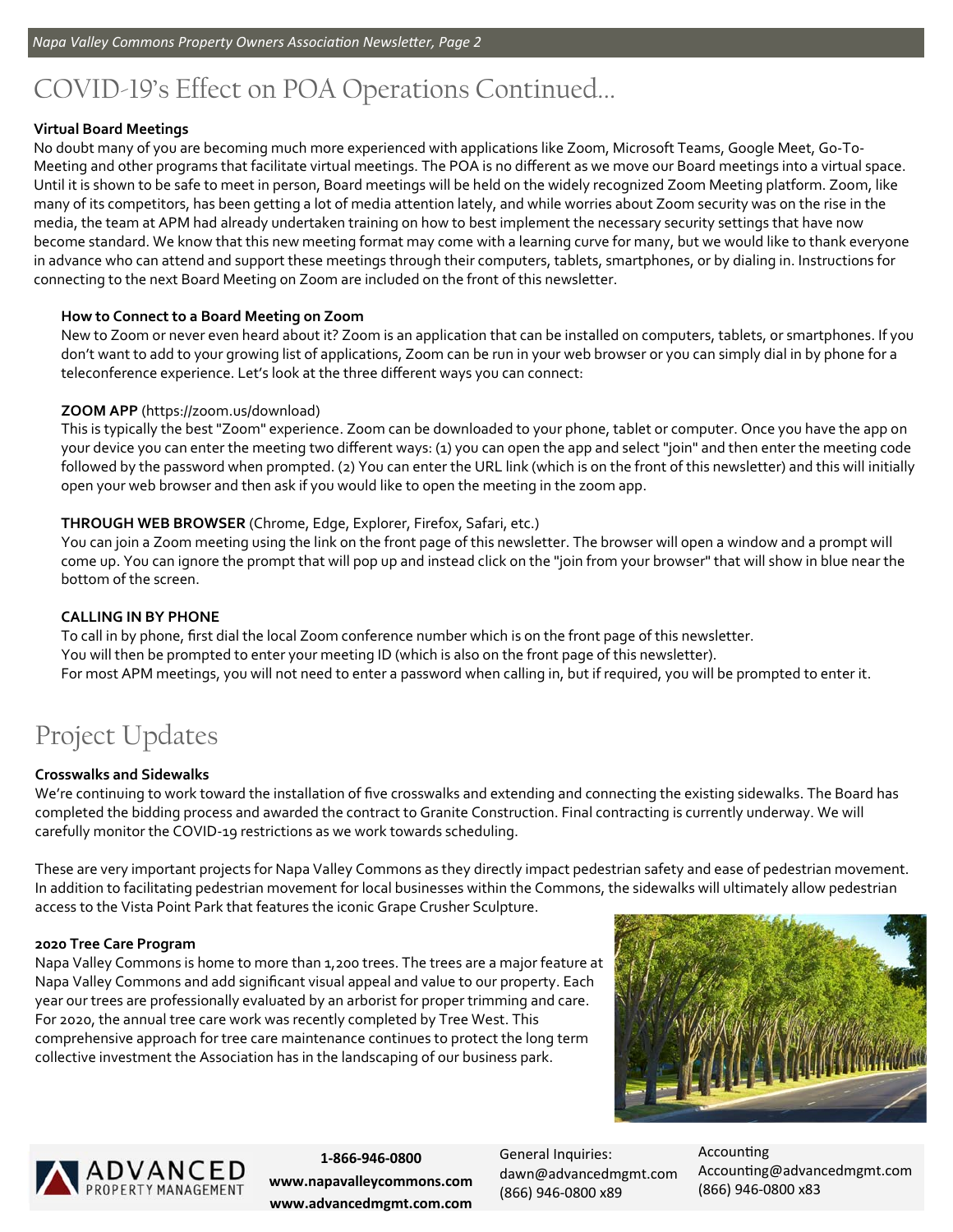# COVID-19's Effect on POA Operations Continued...

**Virtual Board Meetings**

No doubt many of you are becoming much more experienced with applications like Zoom, Microsoft Teams, Google Meet, Go-To-Meeting and other programs that facilitate virtual meetings. The POA is no different as we move our Board meetings into a virtual space. Until it is shown to be safe to meet in person, Board meetings will be held on the widely recognized Zoom Meeting platform. Zoom, like many of its competitors, has been getting a lot of media attention lately, and while worries about Zoom security was on the rise in the media, the team at APM had already undertaken training on how to best implement the necessary security settings that have now become standard. We know that this new meeting format may come with a learning curve for many, but we would like to thank everyone in advance who can attend and support these meetings through their computers, tablets, smartphones, or by dialing in. Instructions for connecting to the next Board Meeting on Zoom are included on the front of this newsletter.

**How to Connect to a Board Meeting on Zoom**

New to Zoom or never even heard about it? Zoom is an application that can be installed on computers, tablets, or smartphones. If you don't want to add to your growing list of applications, Zoom can be run in your web browser or you can simply dial in by phone for a teleconference experience. Let's look at the three different ways you can connect:

**ZOOM APP** (https://zoom.us/download)

This is typically the best "Zoom" experience. Zoom can be downloaded to your phone, tablet or computer. Once you have the app on your device you can enter the meeting two different ways: (1) you can open the app and select "join" and then enter the meeting code followed by the password when prompted. (2) You can enter the URL link (which is on the front of this newsletter) and this will initially open your web browser and then ask if you would like to open the meeting in the zoom app.

**THROUGH WEB BROWSER** (Chrome, Edge, Explorer, Firefox, Safari, etc.)

You can join a Zoom meeting using the link on the front page of this newsletter. The browser will open a window and a prompt will come up. You can ignore the prompt that will pop up and instead click on the "join from your browser" that will show in blue near the bottom of the screen.

**CALLING IN BY PHONE**

To call in by phone, first dial the local Zoom conference number which is on the front page of this newsletter.
You will then be prompted to enter your meeting ID (which is also on the front page of this newsletter).
For most APM meetings, you will not need to enter a password when calling in, but if required, you will be prompted to enter it.

# Project Updates

**Crosswalks and Sidewalks**

We're continuing to work toward the installation of five crosswalks and extending and connecting the existing sidewalks. The Board has completed the bidding process and awarded the contract to Granite Construction. Final contracting is currently underway. We will carefully monitor the COVID-19 restrictions as we work towards scheduling.

These are very important projects for Napa Valley Commons as they directly impact pedestrian safety and ease of pedestrian movement. In addition to facilitating pedestrian movement for local businesses within the Commons, the sidewalks will ultimately allow pedestrian access to the Vista Point Park that features the iconic Grape Crusher Sculpture.

**2020 Tree Care Program**

Napa Valley Commons is home to more than 1,200 trees. The trees are a major feature at Napa Valley Commons and add significant visual appeal and value to our property. Each year our trees are professionally evaluated by an arborist for proper trimming and care. For 2020, the annual tree care work was recently completed by Tree West. This comprehensive approach for tree care maintenance continues to protect the long term collective investment the Association has in the landscaping of our business park.

ADVANCED PROPERTY MANAGEMENT

**1-866-946-0800**
**www.napavalleycommons.com**
**www.advancedmgmt.com.com**

General Inquiries:
dawn@advancedmgmt.com
(866) 946-0800 x89

Accounting
Accounting@advancedmgmt.com
(866) 946-0800 x83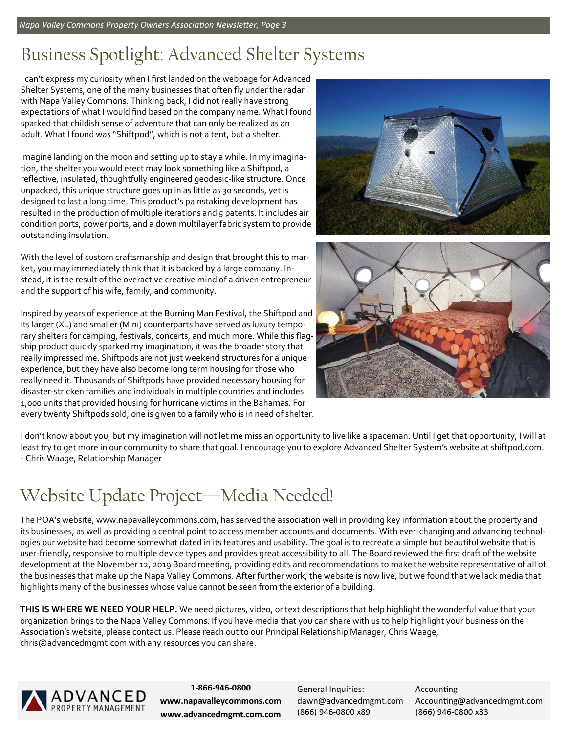# Business Spotlight: Advanced Shelter Systems

I can't express my curiosity when I first landed on the webpage for Advanced Shelter Systems, one of the many businesses that often fly under the radar with Napa Valley Commons. Thinking back, I did not really have strong expectations of what I would find based on the company name. What I found sparked that childish sense of adventure that can only be realized as an adult. What I found was "Shiftpod", which is not a tent, but a shelter.

Imagine landing on the moon and setting up to stay a while. In my imagination, the shelter you would erect may look something like a Shiftpod, a reflective, insulated, thoughtfully engineered geodesic-like structure. Once unpacked, this unique structure goes up in as little as 30 seconds, yet is designed to last a long time. This product's painstaking development has resulted in the production of multiple iterations and 5 patents. It includes air condition ports, power ports, and a down multilayer fabric system to provide outstanding insulation.

With the level of custom craftsmanship and design that brought this to market, you may immediately think that it is backed by a large company. Instead, it is the result of the overactive creative mind of a driven entrepreneur and the support of his wife, family, and community.

Inspired by years of experience at the Burning Man Festival, the Shiftpod and its larger (XL) and smaller (Mini) counterparts have served as luxury temporary shelters for camping, festivals, concerts, and much more. While this flagship product quickly sparked my imagination, it was the broader story that really impressed me. Shiftpods are not just weekend structures for a unique experience, but they have also become long term housing for those who really need it. Thousands of Shiftpods have provided necessary housing for disaster-stricken families and individuals in multiple countries and includes 1,000 units that provided housing for hurricane victims in the Bahamas. For every twenty Shiftpods sold, one is given to a family who is in need of shelter.

I don't know about you, but my imagination will not let me miss an opportunity to live like a spaceman. Until I get that opportunity, I will at least try to get more in our community to share that goal. I encourage you to explore Advanced Shelter System's website at shiftpod.com.
- Chris Waage, Relationship Manager

# Website Update Project—Media Needed!

The POA's website, www.napavalleycommons.com, has served the association well in providing key information about the property and its businesses, as well as providing a central point to access member accounts and documents. With ever-changing and advancing technologies our website had become somewhat dated in its features and usability. The goal is to recreate a simple but beautiful website that is user-friendly, responsive to multiple device types and provides great accessibility to all. The Board reviewed the first draft of the website development at the November 12, 2019 Board meeting, providing edits and recommendations to make the website representative of all of the businesses that make up the Napa Valley Commons. After further work, the website is now live, but we found that we lack media that highlights many of the businesses whose value cannot be seen from the exterior of a building.

**THIS IS WHERE WE NEED YOUR HELP.** We need pictures, video, or text descriptions that help highlight the wonderful value that your organization brings to the Napa Valley Commons. If you have media that you can share with us to help highlight your business on the Association's website, please contact us. Please reach out to our Principal Relationship Manager, Chris Waage, chris@advancedmgmt.com with any resources you can share.

ADVANCED PROPERTY MANAGEMENT

**1-866-946-0800**
**www.napavalleycommons.com**
**www.advancedmgmt.com.com**

General Inquiries:
dawn@advancedmgmt.com
(866) 946-0800 x89

Accounting
Accounting@advancedmgmt.com
(866) 946-0800 x83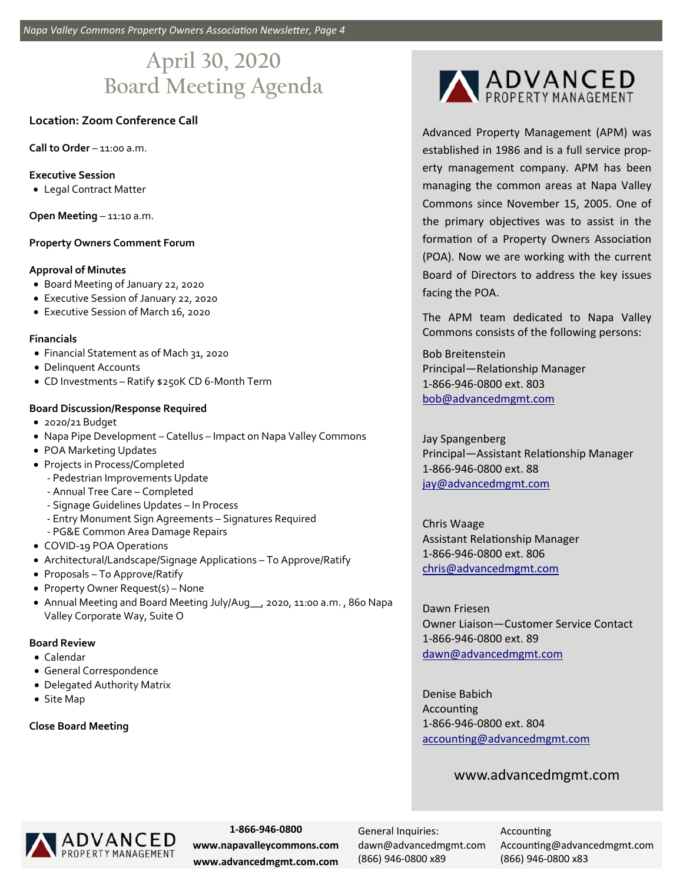# April 30, 2020
# Board Meeting Agenda

**Location: Zoom Conference Call**

**Call to Order** – 11:00 a.m.

**Executive Session**
- Legal Contract Matter

**Open Meeting** – 11:10 a.m.

**Property Owners Comment Forum**

**Approval of Minutes**
- Board Meeting of January 22, 2020
- Executive Session of January 22, 2020
- Executive Session of March 16, 2020

**Financials**
- Financial Statement as of Mach 31, 2020
- Delinquent Accounts
- CD Investments – Ratify $250K CD 6-Month Term

**Board Discussion/Response Required**
- 2020/21 Budget
- Napa Pipe Development – Catellus – Impact on Napa Valley Commons
- POA Marketing Updates
- Projects in Process/Completed
  - Pedestrian Improvements Update
  - Annual Tree Care – Completed
  - Signage Guidelines Updates – In Process
  - Entry Monument Sign Agreements – Signatures Required
  - PG&E Common Area Damage Repairs
- COVID-19 POA Operations
- Architectural/Landscape/Signage Applications – To Approve/Ratify
- Proposals – To Approve/Ratify
- Property Owner Request(s) – None
- Annual Meeting and Board Meeting July/Aug__, 2020, 11:00 a.m. , 860 Napa Valley Corporate Way, Suite O

**Board Review**
- Calendar
- General Correspondence
- Delegated Authority Matrix
- Site Map

**Close Board Meeting**

ADVANCED PROPERTY MANAGEMENT

Advanced Property Management (APM) was established in 1986 and is a full service property management company. APM has been managing the common areas at Napa Valley Commons since November 15, 2005. One of the primary objectives was to assist in the formation of a Property Owners Association (POA). Now we are working with the current Board of Directors to address the key issues facing the POA.

The APM team dedicated to Napa Valley Commons consists of the following persons:

Bob Breitenstein
Principal—Relationship Manager
1-866-946-0800 ext. 803
bob@advancedmgmt.com

Jay Spangenberg
Principal—Assistant Relationship Manager
1-866-946-0800 ext. 88
jay@advancedmgmt.com

Chris Waage
Assistant Relationship Manager
1-866-946-0800 ext. 806
chris@advancedmgmt.com

Dawn Friesen
Owner Liaison—Customer Service Contact
1-866-946-0800 ext. 89
dawn@advancedmgmt.com

Denise Babich
Accounting
1-866-946-0800 ext. 804
accounting@advancedmgmt.com

www.advancedmgmt.com

ADVANCED PROPERTY MANAGEMENT

**1-866-946-0800**
**www.napavalleycommons.com**
**www.advancedmgmt.com.com**

General Inquiries:
dawn@advancedmgmt.com
(866) 946-0800 x89

Accounting
Accounting@advancedmgmt.com
(866) 946-0800 x83